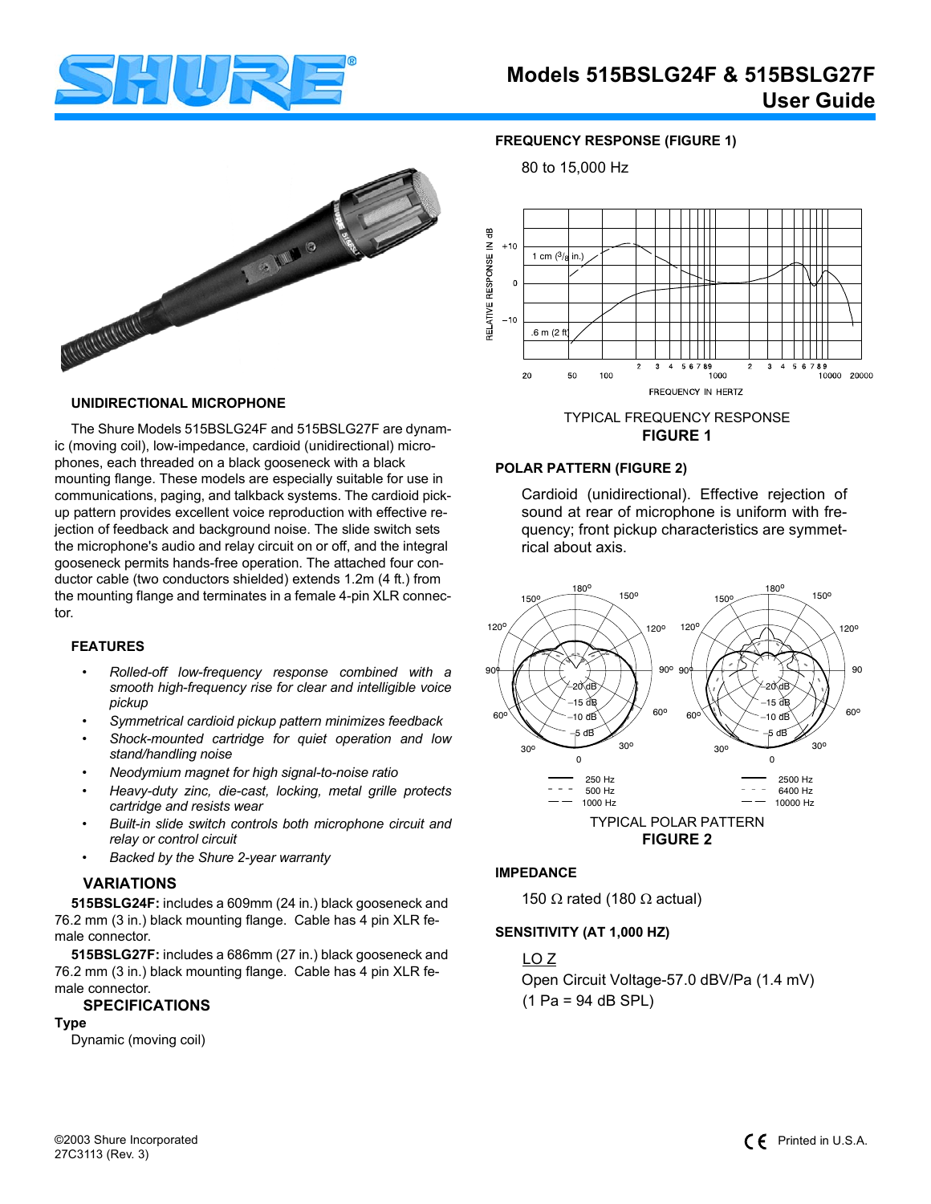# Models 515BSLG24F & 515BSLG27F User Guide

## UNIDIRECTIONAL MICROPHONE

The Shure Models 515BSLG24F and 515BSLG27F are dynamic (moving coil), low-impedance, cardioid (unidirectional) microphones, each threaded on a black gooseneck with a black mounting flange. These models are especially suitable for use in communications, paging, and talkback systems. The cardioid pickup pattern provides excellent voice reproduction with effective rejection of feedback and background noise. The slide switch sets the microphone's audio and relay circuit on or off, and the integral gooseneck permits hands-free operation. The attached four conductor cable (two conductors shielded) extends 1.2m (4 ft.) from the mounting flange and terminates in a female 4-pin XLR connector.

### FEATURES

- *Rolled-off low-frequency response combined with a smooth high-frequency rise for clear and intelligible voice pickup*
- *Symmetrical cardioid pickup pattern minimizes feedback*
- *Shock-mounted cartridge for quiet operation and low stand/handling noise*
- *Neodymium magnet for high signal-to-noise ratio*
- *Heavy-duty zinc, die-cast, locking, metal grille protects cartridge and resists wear*
- *Built-in slide switch controls both microphone circuit and relay or control circuit*
- *Backed by the Shure 2-year warranty*

### VARIATIONS

**515BSLG24F:** includes a 609mm (24 in.) black gooseneck and 76.2 mm (3 in.) black mounting flange. Cable has 4 pin XLR female connector.

**515BSLG27F:** includes a 686mm (27 in.) black gooseneck and 76.2 mm (3 in.) black mounting flange. Cable has 4 pin XLR female connector.

### SPECIFICATIONS

**Type**

Dynamic (moving coil)

**FREQUENCY RESPONSE (FIGURE 1)**

80 to 15,000 Hz

TYPICAL FREQUENCY RESPONSE
**FIGURE 1**

**POLAR PATTERN (FIGURE 2)**

Cardioid (unidirectional). Effective rejection of sound at rear of microphone is uniform with frequency; front pickup characteristics are symmetrical about axis.

TYPICAL POLAR PATTERN
**FIGURE 2**

**IMPEDANCE**

150 Ω rated (180 Ω actual)

**SENSITIVITY (AT 1,000 HZ)**

LO Z

Open Circuit Voltage-57.0 dBV/Pa (1.4 mV)
(1 Pa = 94 dB SPL)

©2003 Shure Incorporated
27C3113 (Rev. 3)

Printed in U.S.A.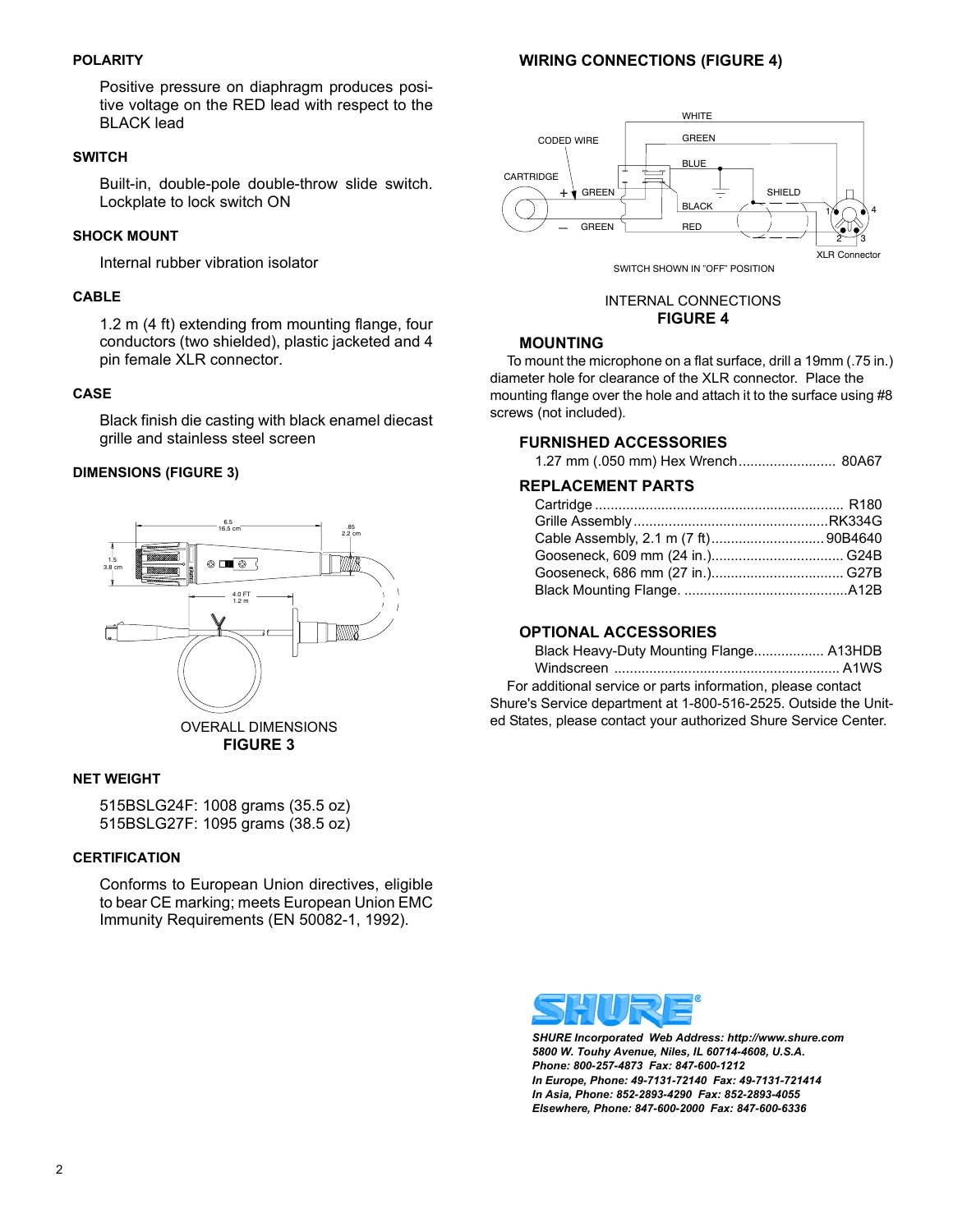### POLARITY

Positive pressure on diaphragm produces positive voltage on the RED lead with respect to the BLACK lead

### SWITCH

Built-in, double-pole double-throw slide switch. Lockplate to lock switch ON

### SHOCK MOUNT

Internal rubber vibration isolator

### CABLE

1.2 m (4 ft) extending from mounting flange, four conductors (two shielded), plastic jacketed and 4 pin female XLR connector.

### CASE

Black finish die casting with black enamel diecast grille and stainless steel screen

### DIMENSIONS (FIGURE 3)

6.5
16.5 cm
.85
2.2 cm
1.5
3.8 cm
4.0 FT
1.2 m

OVERALL DIMENSIONS
**FIGURE 3**

### NET WEIGHT

515BSLG24F: 1008 grams (35.5 oz)
515BSLG27F: 1095 grams (38.5 oz)

### CERTIFICATION

Conforms to European Union directives, eligible to bear CE marking; meets European Union EMC Immunity Requirements (EN 50082-1, 1992).

### WIRING CONNECTIONS (FIGURE 4)

WHITE
GREEN
CODED WIRE
BLUE
CARTRIDGE
+ GREEN
SHIELD
BLACK
— GREEN
RED
1
4
2
3
XLR Connector
SWITCH SHOWN IN "OFF" POSITION

INTERNAL CONNECTIONS
**FIGURE 4**

### MOUNTING

To mount the microphone on a flat surface, drill a 19mm (.75 in.) diameter hole for clearance of the XLR connector. Place the mounting flange over the hole and attach it to the surface using #8 screws (not included).

### FURNISHED ACCESSORIES

1.27 mm (.050 mm) Hex Wrench......................... 80A67

### REPLACEMENT PARTS

Cartridge ............................................................... R180
Grille Assembly ..................................................RK334G
Cable Assembly, 2.1 m (7 ft)............................. 90B4640
Gooseneck, 609 mm (24 in.).................................. G24B
Gooseneck, 686 mm (27 in.).................................. G27B
Black Mounting Flange. ..........................................A12B

### OPTIONAL ACCESSORIES

Black Heavy-Duty Mounting Flange.................. A13HDB
Windscreen ......................................................... A1WS

For additional service or parts information, please contact Shure's Service department at 1-800-516-2525. Outside the United States, please contact your authorized Shure Service Center.

SHURE®

*SHURE Incorporated Web Address: http://www.shure.com*
*5800 W. Touhy Avenue, Niles, IL 60714-4608, U.S.A.*
*Phone: 800-257-4873 Fax: 847-600-1212*
*In Europe, Phone: 49-7131-72140 Fax: 49-7131-721414*
*In Asia, Phone: 852-2893-4290 Fax: 852-2893-4055*
*Elsewhere, Phone: 847-600-2000 Fax: 847-600-6336*